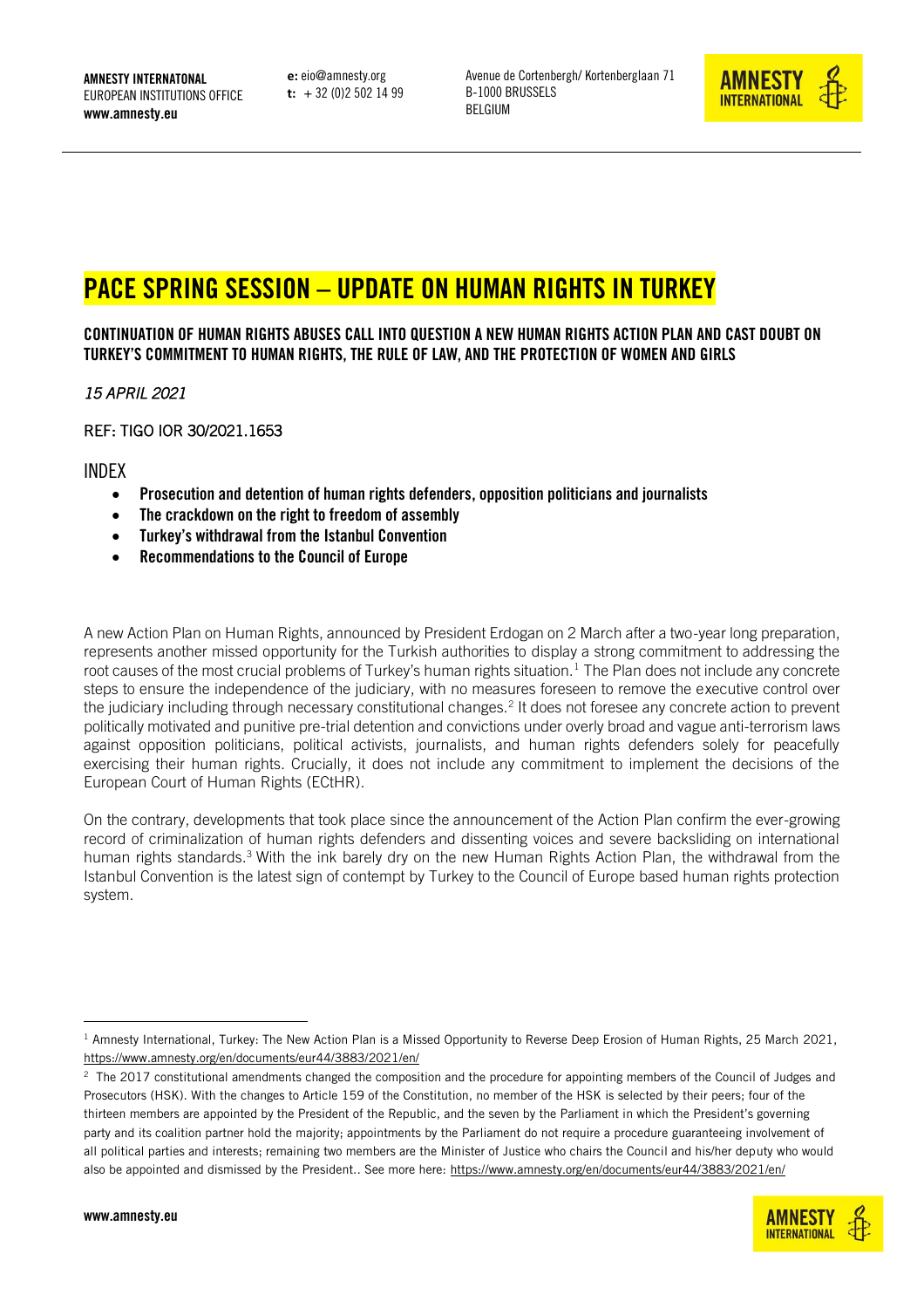**AMNESTY INTERNATONAL**
EUROPEAN INSTITUTIONS OFFICE
**www.amnesty.eu**

**e:** eio@amnesty.org
**t:** + 32 (0)2 502 14 99

Avenue de Cortenbergh/ Kortenberglaan 71
B-1000 BRUSSELS
BELGIUM

# PACE SPRING SESSION – UPDATE ON HUMAN RIGHTS IN TURKEY

**CONTINUATION OF HUMAN RIGHTS ABUSES CALL INTO QUESTION A NEW HUMAN RIGHTS ACTION PLAN AND CAST DOUBT ON TURKEY'S COMMITMENT TO HUMAN RIGHTS, THE RULE OF LAW, AND THE PROTECTION OF WOMEN AND GIRLS**

*15 APRIL 2021*

REF: TIGO IOR 30/2021.1653

INDEX

- **Prosecution and detention of human rights defenders, opposition politicians and journalists**
- **The crackdown on the right to freedom of assembly**
- **Turkey's withdrawal from the Istanbul Convention**
- **Recommendations to the Council of Europe**

A new Action Plan on Human Rights, announced by President Erdogan on 2 March after a two-year long preparation, represents another missed opportunity for the Turkish authorities to display a strong commitment to addressing the root causes of the most crucial problems of Turkey's human rights situation.[1] The Plan does not include any concrete steps to ensure the independence of the judiciary, with no measures foreseen to remove the executive control over the judiciary including through necessary constitutional changes.[2] It does not foresee any concrete action to prevent politically motivated and punitive pre-trial detention and convictions under overly broad and vague anti-terrorism laws against opposition politicians, political activists, journalists, and human rights defenders solely for peacefully exercising their human rights. Crucially, it does not include any commitment to implement the decisions of the European Court of Human Rights (ECtHR).

On the contrary, developments that took place since the announcement of the Action Plan confirm the ever-growing record of criminalization of human rights defenders and dissenting voices and severe backsliding on international human rights standards.[3] With the ink barely dry on the new Human Rights Action Plan, the withdrawal from the Istanbul Convention is the latest sign of contempt by Turkey to the Council of Europe based human rights protection system.

---

[1] Amnesty International, Turkey: The New Action Plan is a Missed Opportunity to Reverse Deep Erosion of Human Rights, 25 March 2021, https://www.amnesty.org/en/documents/eur44/3883/2021/en/

[2] The 2017 constitutional amendments changed the composition and the procedure for appointing members of the Council of Judges and Prosecutors (HSK). With the changes to Article 159 of the Constitution, no member of the HSK is selected by their peers; four of the thirteen members are appointed by the President of the Republic, and the seven by the Parliament in which the President's governing party and its coalition partner hold the majority; appointments by the Parliament do not require a procedure guaranteeing involvement of all political parties and interests; remaining two members are the Minister of Justice who chairs the Council and his/her deputy who would also be appointed and dismissed by the President.. See more here: https://www.amnesty.org/en/documents/eur44/3883/2021/en/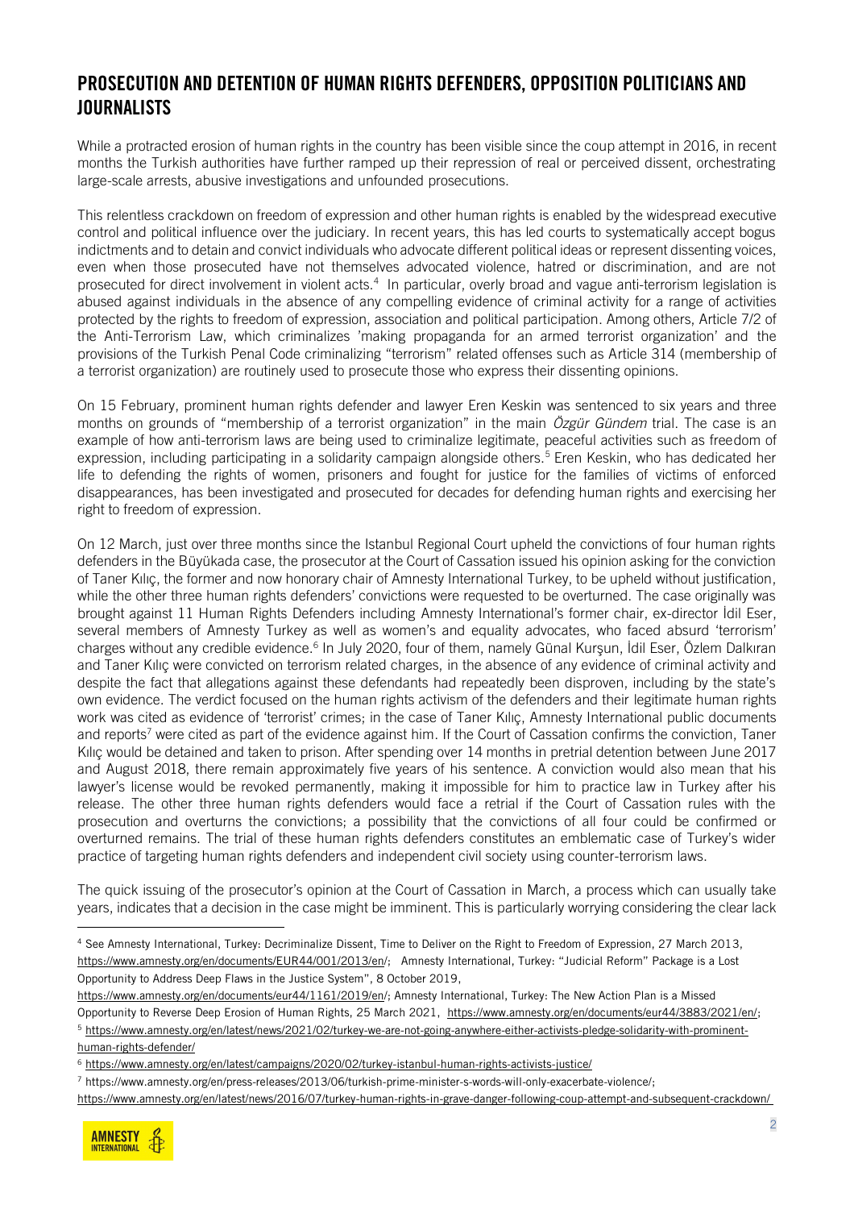## PROSECUTION AND DETENTION OF HUMAN RIGHTS DEFENDERS, OPPOSITION POLITICIANS AND JOURNALISTS

While a protracted erosion of human rights in the country has been visible since the coup attempt in 2016, in recent months the Turkish authorities have further ramped up their repression of real or perceived dissent, orchestrating large-scale arrests, abusive investigations and unfounded prosecutions.

This relentless crackdown on freedom of expression and other human rights is enabled by the widespread executive control and political influence over the judiciary. In recent years, this has led courts to systematically accept bogus indictments and to detain and convict individuals who advocate different political ideas or represent dissenting voices, even when those prosecuted have not themselves advocated violence, hatred or discrimination, and are not prosecuted for direct involvement in violent acts.[4] In particular, overly broad and vague anti-terrorism legislation is abused against individuals in the absence of any compelling evidence of criminal activity for a range of activities protected by the rights to freedom of expression, association and political participation. Among others, Article 7/2 of the Anti-Terrorism Law, which criminalizes 'making propaganda for an armed terrorist organization' and the provisions of the Turkish Penal Code criminalizing "terrorism" related offenses such as Article 314 (membership of a terrorist organization) are routinely used to prosecute those who express their dissenting opinions.

On 15 February, prominent human rights defender and lawyer Eren Keskin was sentenced to six years and three months on grounds of "membership of a terrorist organization" in the main *Özgür Gündem* trial. The case is an example of how anti-terrorism laws are being used to criminalize legitimate, peaceful activities such as freedom of expression, including participating in a solidarity campaign alongside others.[5] Eren Keskin, who has dedicated her life to defending the rights of women, prisoners and fought for justice for the families of victims of enforced disappearances, has been investigated and prosecuted for decades for defending human rights and exercising her right to freedom of expression.

On 12 March, just over three months since the Istanbul Regional Court upheld the convictions of four human rights defenders in the Büyükada case, the prosecutor at the Court of Cassation issued his opinion asking for the conviction of Taner Kılıç, the former and now honorary chair of Amnesty International Turkey, to be upheld without justification, while the other three human rights defenders' convictions were requested to be overturned. The case originally was brought against 11 Human Rights Defenders including Amnesty International's former chair, ex-director İdil Eser, several members of Amnesty Turkey as well as women's and equality advocates, who faced absurd 'terrorism' charges without any credible evidence.[6] In July 2020, four of them, namely Günal Kurşun, İdil Eser, Özlem Dalkıran and Taner Kılıç were convicted on terrorism related charges, in the absence of any evidence of criminal activity and despite the fact that allegations against these defendants had repeatedly been disproven, including by the state's own evidence. The verdict focused on the human rights activism of the defenders and their legitimate human rights work was cited as evidence of 'terrorist' crimes; in the case of Taner Kılıç, Amnesty International public documents and reports[7] were cited as part of the evidence against him. If the Court of Cassation confirms the conviction, Taner Kılıç would be detained and taken to prison. After spending over 14 months in pretrial detention between June 2017 and August 2018, there remain approximately five years of his sentence. A conviction would also mean that his lawyer's license would be revoked permanently, making it impossible for him to practice law in Turkey after his release. The other three human rights defenders would face a retrial if the Court of Cassation rules with the prosecution and overturns the convictions; a possibility that the convictions of all four could be confirmed or overturned remains. The trial of these human rights defenders constitutes an emblematic case of Turkey's wider practice of targeting human rights defenders and independent civil society using counter-terrorism laws.

The quick issuing of the prosecutor's opinion at the Court of Cassation in March, a process which can usually take years, indicates that a decision in the case might be imminent. This is particularly worrying considering the clear lack

---

[4] See Amnesty International, Turkey: Decriminalize Dissent, Time to Deliver on the Right to Freedom of Expression, 27 March 2013, https://www.amnesty.org/en/documents/EUR44/001/2013/en/; Amnesty International, Turkey: "Judicial Reform" Package is a Lost Opportunity to Address Deep Flaws in the Justice System", 8 October 2019, https://www.amnesty.org/en/documents/eur44/1161/2019/en/; Amnesty International, Turkey: The New Action Plan is a Missed Opportunity to Reverse Deep Erosion of Human Rights, 25 March 2021, https://www.amnesty.org/en/documents/eur44/3883/2021/en/;

[5] https://www.amnesty.org/en/latest/news/2021/02/turkey-we-are-not-going-anywhere-either-activists-pledge-solidarity-with-prominent-human-rights-defender/

[6] https://www.amnesty.org/en/latest/campaigns/2020/02/turkey-istanbul-human-rights-activists-justice/

[7] https://www.amnesty.org/en/press-releases/2013/06/turkish-prime-minister-s-words-will-only-exacerbate-violence/; https://www.amnesty.org/en/latest/news/2016/07/turkey-human-rights-in-grave-danger-following-coup-attempt-and-subsequent-crackdown/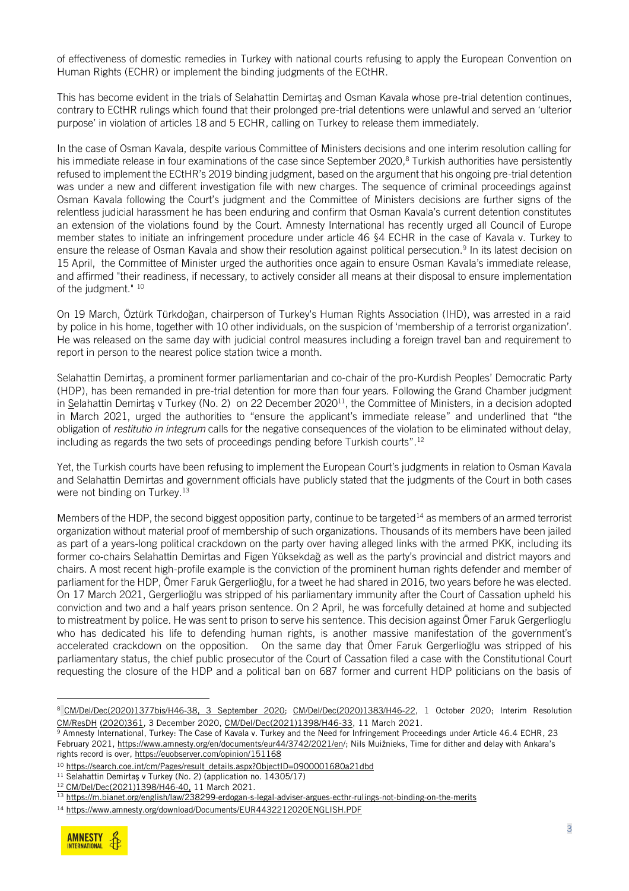of effectiveness of domestic remedies in Turkey with national courts refusing to apply the European Convention on Human Rights (ECHR) or implement the binding judgments of the ECtHR.

This has become evident in the trials of Selahattin Demirtaş and Osman Kavala whose pre-trial detention continues, contrary to ECtHR rulings which found that their prolonged pre-trial detentions were unlawful and served an 'ulterior purpose' in violation of articles 18 and 5 ECHR, calling on Turkey to release them immediately.

In the case of Osman Kavala, despite various Committee of Ministers decisions and one interim resolution calling for his immediate release in four examinations of the case since September 2020,[8] Turkish authorities have persistently refused to implement the ECtHR's 2019 binding judgment, based on the argument that his ongoing pre-trial detention was under a new and different investigation file with new charges. The sequence of criminal proceedings against Osman Kavala following the Court's judgment and the Committee of Ministers decisions are further signs of the relentless judicial harassment he has been enduring and confirm that Osman Kavala's current detention constitutes an extension of the violations found by the Court. Amnesty International has recently urged all Council of Europe member states to initiate an infringement procedure under article 46 §4 ECHR in the case of Kavala v. Turkey to ensure the release of Osman Kavala and show their resolution against political persecution.[9] In its latest decision on 15 April, the Committee of Minister urged the authorities once again to ensure Osman Kavala's immediate release, and affirmed "their readiness, if necessary, to actively consider all means at their disposal to ensure implementation of the judgment." [10]

On 19 March, Öztürk Türkdoğan, chairperson of Turkey's Human Rights Association (IHD), was arrested in a raid by police in his home, together with 10 other individuals, on the suspicion of 'membership of a terrorist organization'. He was released on the same day with judicial control measures including a foreign travel ban and requirement to report in person to the nearest police station twice a month.

Selahattin Demirtaş, a prominent former parliamentarian and co-chair of the pro-Kurdish Peoples' Democratic Party (HDP), has been remanded in pre-trial detention for more than four years. Following the Grand Chamber judgment in Selahattin Demirtaş v Turkey (No. 2) on 22 December 2020[11], the Committee of Ministers, in a decision adopted in March 2021, urged the authorities to "ensure the applicant's immediate release" and underlined that "the obligation of *restitutio in integrum* calls for the negative consequences of the violation to be eliminated without delay, including as regards the two sets of proceedings pending before Turkish courts".[12]

Yet, the Turkish courts have been refusing to implement the European Court's judgments in relation to Osman Kavala and Selahattin Demirtas and government officials have publicly stated that the judgments of the Court in both cases were not binding on Turkey.[13]

Members of the HDP, the second biggest opposition party, continue to be targeted[14] as members of an armed terrorist organization without material proof of membership of such organizations. Thousands of its members have been jailed as part of a years-long political crackdown on the party over having alleged links with the armed PKK, including its former co-chairs Selahattin Demirtas and Figen Yüksekdağ as well as the party's provincial and district mayors and chairs. A most recent high-profile example is the conviction of the prominent human rights defender and member of parliament for the HDP, Ömer Faruk Gergerlioğlu, for a tweet he had shared in 2016, two years before he was elected. On 17 March 2021, Gergerlioğlu was stripped of his parliamentary immunity after the Court of Cassation upheld his conviction and two and a half years prison sentence. On 2 April, he was forcefully detained at home and subjected to mistreatment by police. He was sent to prison to serve his sentence. This decision against Ömer Faruk Gergerlioglu who has dedicated his life to defending human rights, is another massive manifestation of the government's accelerated crackdown on the opposition. On the same day that Ömer Faruk Gergerlioğlu was stripped of his parliamentary status, the chief public prosecutor of the Court of Cassation filed a case with the Constitutional Court requesting the closure of the HDP and a political ban on 687 former and current HDP politicians on the basis of

---

[8] CM/Del/Dec(2020)1377bis/H46-38, 3 September 2020; CM/Del/Dec(2020)1383/H46-22, 1 October 2020; Interim Resolution CM/ResDH (2020)361, 3 December 2020, CM/Del/Dec(2021)1398/H46-33, 11 March 2021.

[9] Amnesty International, Turkey: The Case of Kavala v. Turkey and the Need for Infringement Proceedings under Article 46.4 ECHR, 23 February 2021, https://www.amnesty.org/en/documents/eur44/3742/2021/en/; Nils Muižnieks, Time for dither and delay with Ankara's rights record is over, https://euobserver.com/opinion/151168

[10] https://search.coe.int/cm/Pages/result_details.aspx?ObjectID=0900001680a21dbd

[11] Selahattin Demirtaş v Turkey (No. 2) (application no. 14305/17)

[12] CM/Del/Dec(2021)1398/H46-40, 11 March 2021.

[13] https://m.bianet.org/english/law/238299-erdogan-s-legal-adviser-argues-ecthr-rulings-not-binding-on-the-merits

[14] https://www.amnesty.org/download/Documents/EUR4432212020ENGLISH.PDF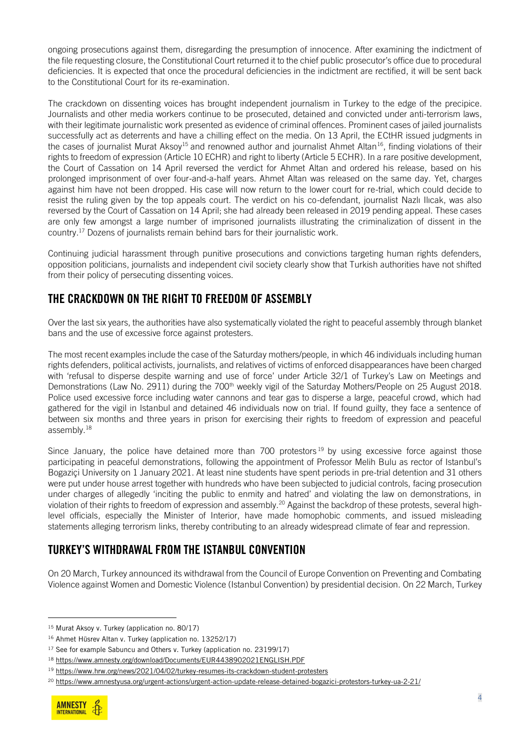ongoing prosecutions against them, disregarding the presumption of innocence. After examining the indictment of the file requesting closure, the Constitutional Court returned it to the chief public prosecutor's office due to procedural deficiencies. It is expected that once the procedural deficiencies in the indictment are rectified, it will be sent back to the Constitutional Court for its re-examination.

The crackdown on dissenting voices has brought independent journalism in Turkey to the edge of the precipice. Journalists and other media workers continue to be prosecuted, detained and convicted under anti-terrorism laws, with their legitimate journalistic work presented as evidence of criminal offences. Prominent cases of jailed journalists successfully act as deterrents and have a chilling effect on the media. On 13 April, the ECtHR issued judgments in the cases of journalist Murat Aksoy[15] and renowned author and journalist Ahmet Altan[16], finding violations of their rights to freedom of expression (Article 10 ECHR) and right to liberty (Article 5 ECHR). In a rare positive development, the Court of Cassation on 14 April reversed the verdict for Ahmet Altan and ordered his release, based on his prolonged imprisonment of over four-and-a-half years. Ahmet Altan was released on the same day. Yet, charges against him have not been dropped. His case will now return to the lower court for re-trial, which could decide to resist the ruling given by the top appeals court. The verdict on his co-defendant, journalist Nazlı Ilıcak, was also reversed by the Court of Cassation on 14 April; she had already been released in 2019 pending appeal. These cases are only few amongst a large number of imprisoned journalists illustrating the criminalization of dissent in the country.[17] Dozens of journalists remain behind bars for their journalistic work.

Continuing judicial harassment through punitive prosecutions and convictions targeting human rights defenders, opposition politicians, journalists and independent civil society clearly show that Turkish authorities have not shifted from their policy of persecuting dissenting voices.

## THE CRACKDOWN ON THE RIGHT TO FREEDOM OF ASSEMBLY

Over the last six years, the authorities have also systematically violated the right to peaceful assembly through blanket bans and the use of excessive force against protesters.

The most recent examples include the case of the Saturday mothers/people, in which 46 individuals including human rights defenders, political activists, journalists, and relatives of victims of enforced disappearances have been charged with 'refusal to disperse despite warning and use of force' under Article 32/1 of Turkey's Law on Meetings and Demonstrations (Law No. 2911) during the 700th weekly vigil of the Saturday Mothers/People on 25 August 2018. Police used excessive force including water cannons and tear gas to disperse a large, peaceful crowd, which had gathered for the vigil in Istanbul and detained 46 individuals now on trial. If found guilty, they face a sentence of between six months and three years in prison for exercising their rights to freedom of expression and peaceful assembly.[18]

Since January, the police have detained more than 700 protestors[19] by using excessive force against those participating in peaceful demonstrations, following the appointment of Professor Melih Bulu as rector of Istanbul's Bogaziçi University on 1 January 2021. At least nine students have spent periods in pre-trial detention and 31 others were put under house arrest together with hundreds who have been subjected to judicial controls, facing prosecution under charges of allegedly 'inciting the public to enmity and hatred' and violating the law on demonstrations, in violation of their rights to freedom of expression and assembly.[20] Against the backdrop of these protests, several high-level officials, especially the Minister of Interior, have made homophobic comments, and issued misleading statements alleging terrorism links, thereby contributing to an already widespread climate of fear and repression.

## TURKEY'S WITHDRAWAL FROM THE ISTANBUL CONVENTION

On 20 March, Turkey announced its withdrawal from the Council of Europe Convention on Preventing and Combating Violence against Women and Domestic Violence (Istanbul Convention) by presidential decision. On 22 March, Turkey

---

[15] Murat Aksoy v. Turkey (application no. 80/17)

[16] Ahmet Hüsrev Altan v. Turkey (application no. 13252/17)

[17] See for example Sabuncu and Others v. Turkey (application no. 23199/17)

[18] https://www.amnesty.org/download/Documents/EUR4438902021ENGLISH.PDF

[19] https://www.hrw.org/news/2021/04/02/turkey-resumes-its-crackdown-student-protesters

[20] https://www.amnestyusa.org/urgent-actions/urgent-action-update-release-detained-bogazici-protestors-turkey-ua-2-21/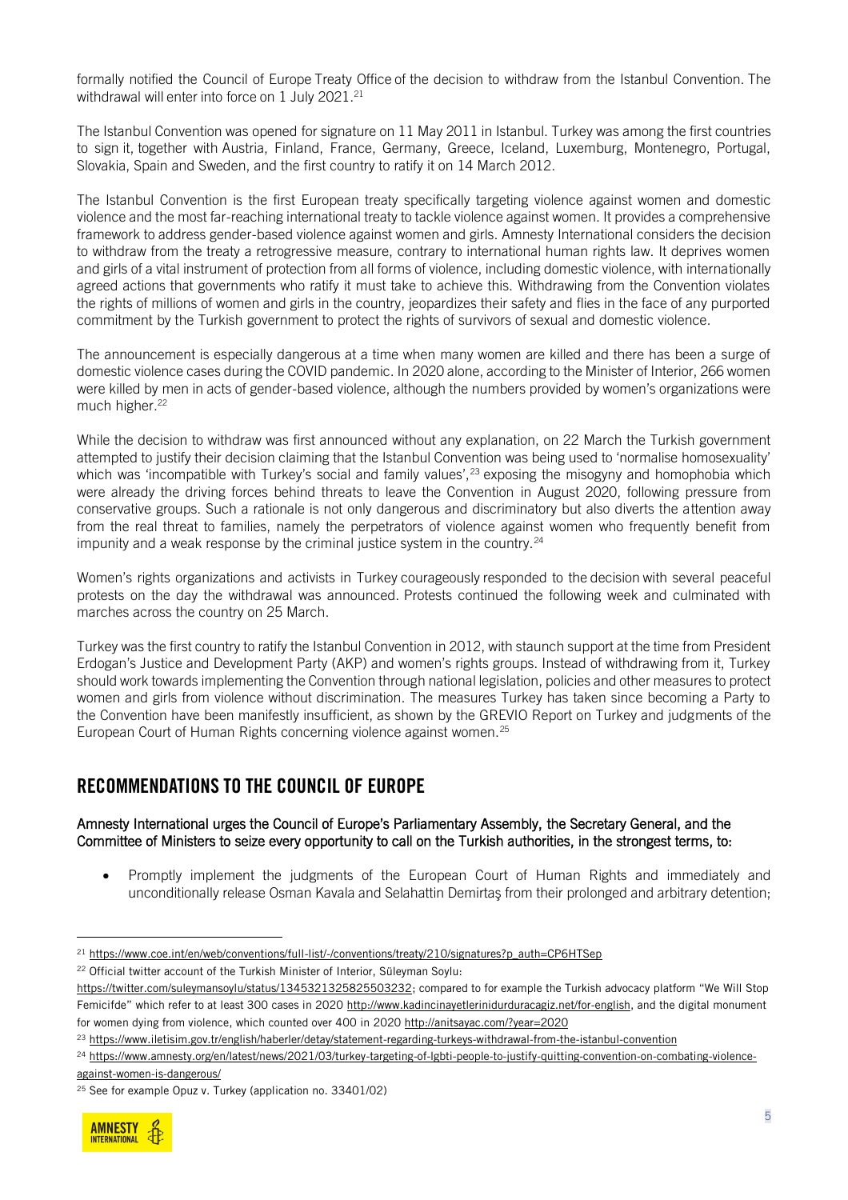formally notified the Council of Europe Treaty Office of the decision to withdraw from the Istanbul Convention. The withdrawal will enter into force on 1 July 2021.[21]

The Istanbul Convention was opened for signature on 11 May 2011 in Istanbul. Turkey was among the first countries to sign it, together with Austria, Finland, France, Germany, Greece, Iceland, Luxemburg, Montenegro, Portugal, Slovakia, Spain and Sweden, and the first country to ratify it on 14 March 2012.

The Istanbul Convention is the first European treaty specifically targeting violence against women and domestic violence and the most far-reaching international treaty to tackle violence against women. It provides a comprehensive framework to address gender-based violence against women and girls. Amnesty International considers the decision to withdraw from the treaty a retrogressive measure, contrary to international human rights law. It deprives women and girls of a vital instrument of protection from all forms of violence, including domestic violence, with internationally agreed actions that governments who ratify it must take to achieve this. Withdrawing from the Convention violates the rights of millions of women and girls in the country, jeopardizes their safety and flies in the face of any purported commitment by the Turkish government to protect the rights of survivors of sexual and domestic violence.

The announcement is especially dangerous at a time when many women are killed and there has been a surge of domestic violence cases during the COVID pandemic. In 2020 alone, according to the Minister of Interior, 266 women were killed by men in acts of gender-based violence, although the numbers provided by women's organizations were much higher.[22]

While the decision to withdraw was first announced without any explanation, on 22 March the Turkish government attempted to justify their decision claiming that the Istanbul Convention was being used to 'normalise homosexuality' which was 'incompatible with Turkey's social and family values',[23] exposing the misogyny and homophobia which were already the driving forces behind threats to leave the Convention in August 2020, following pressure from conservative groups. Such a rationale is not only dangerous and discriminatory but also diverts the attention away from the real threat to families, namely the perpetrators of violence against women who frequently benefit from impunity and a weak response by the criminal justice system in the country.[24]

Women's rights organizations and activists in Turkey courageously responded to the decision with several peaceful protests on the day the withdrawal was announced. Protests continued the following week and culminated with marches across the country on 25 March.

Turkey was the first country to ratify the Istanbul Convention in 2012, with staunch support at the time from President Erdogan's Justice and Development Party (AKP) and women's rights groups. Instead of withdrawing from it, Turkey should work towards implementing the Convention through national legislation, policies and other measures to protect women and girls from violence without discrimination. The measures Turkey has taken since becoming a Party to the Convention have been manifestly insufficient, as shown by the GREVIO Report on Turkey and judgments of the European Court of Human Rights concerning violence against women.[25]

## RECOMMENDATIONS TO THE COUNCIL OF EUROPE

**Amnesty International urges the Council of Europe's Parliamentary Assembly, the Secretary General, and the Committee of Ministers to seize every opportunity to call on the Turkish authorities, in the strongest terms, to:**

- Promptly implement the judgments of the European Court of Human Rights and immediately and unconditionally release Osman Kavala and Selahattin Demirtaş from their prolonged and arbitrary detention;

---

[21] https://www.coe.int/en/web/conventions/full-list/-/conventions/treaty/210/signatures?p_auth=CP6HTSep

[22] Official twitter account of the Turkish Minister of Interior, Süleyman Soylu: https://twitter.com/suleymansoylu/status/1345321325825503232; compared to for example the Turkish advocacy platform "We Will Stop Femicifde" which refer to at least 300 cases in 2020 http://www.kadincinayetlerinidurduracagiz.net/for-english, and the digital monument for women dying from violence, which counted over 400 in 2020 http://anitsayac.com/?year=2020

[23] https://www.iletisim.gov.tr/english/haberler/detay/statement-regarding-turkeys-withdrawal-from-the-istanbul-convention

[24] https://www.amnesty.org/en/latest/news/2021/03/turkey-targeting-of-lgbti-people-to-justify-quitting-convention-on-combating-violence-against-women-is-dangerous/

[25] See for example Opuz v. Turkey (application no. 33401/02)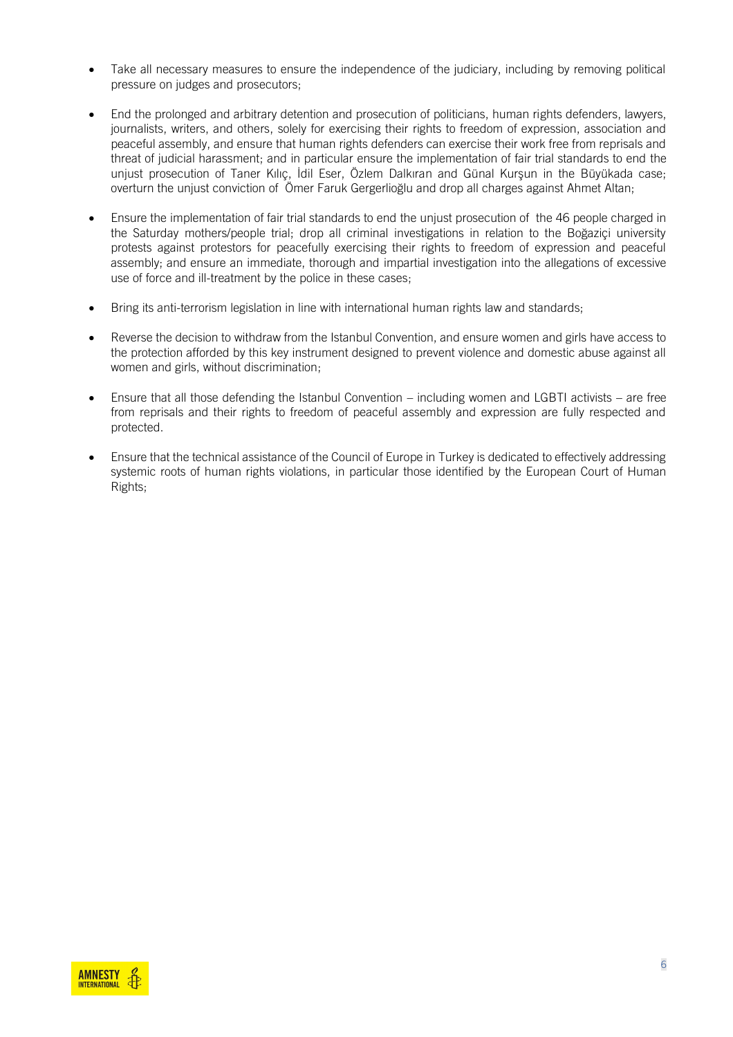- Take all necessary measures to ensure the independence of the judiciary, including by removing political pressure on judges and prosecutors;

- End the prolonged and arbitrary detention and prosecution of politicians, human rights defenders, lawyers, journalists, writers, and others, solely for exercising their rights to freedom of expression, association and peaceful assembly, and ensure that human rights defenders can exercise their work free from reprisals and threat of judicial harassment; and in particular ensure the implementation of fair trial standards to end the unjust prosecution of Taner Kılıç, İdil Eser, Özlem Dalkıran and Günal Kurşun in the Büyükada case; overturn the unjust conviction of Ömer Faruk Gergerlioğlu and drop all charges against Ahmet Altan;

- Ensure the implementation of fair trial standards to end the unjust prosecution of the 46 people charged in the Saturday mothers/people trial; drop all criminal investigations in relation to the Boğaziçi university protests against protestors for peacefully exercising their rights to freedom of expression and peaceful assembly; and ensure an immediate, thorough and impartial investigation into the allegations of excessive use of force and ill-treatment by the police in these cases;

- Bring its anti-terrorism legislation in line with international human rights law and standards;

- Reverse the decision to withdraw from the Istanbul Convention, and ensure women and girls have access to the protection afforded by this key instrument designed to prevent violence and domestic abuse against all women and girls, without discrimination;

- Ensure that all those defending the Istanbul Convention – including women and LGBTI activists – are free from reprisals and their rights to freedom of peaceful assembly and expression are fully respected and protected.

- Ensure that the technical assistance of the Council of Europe in Turkey is dedicated to effectively addressing systemic roots of human rights violations, in particular those identified by the European Court of Human Rights;